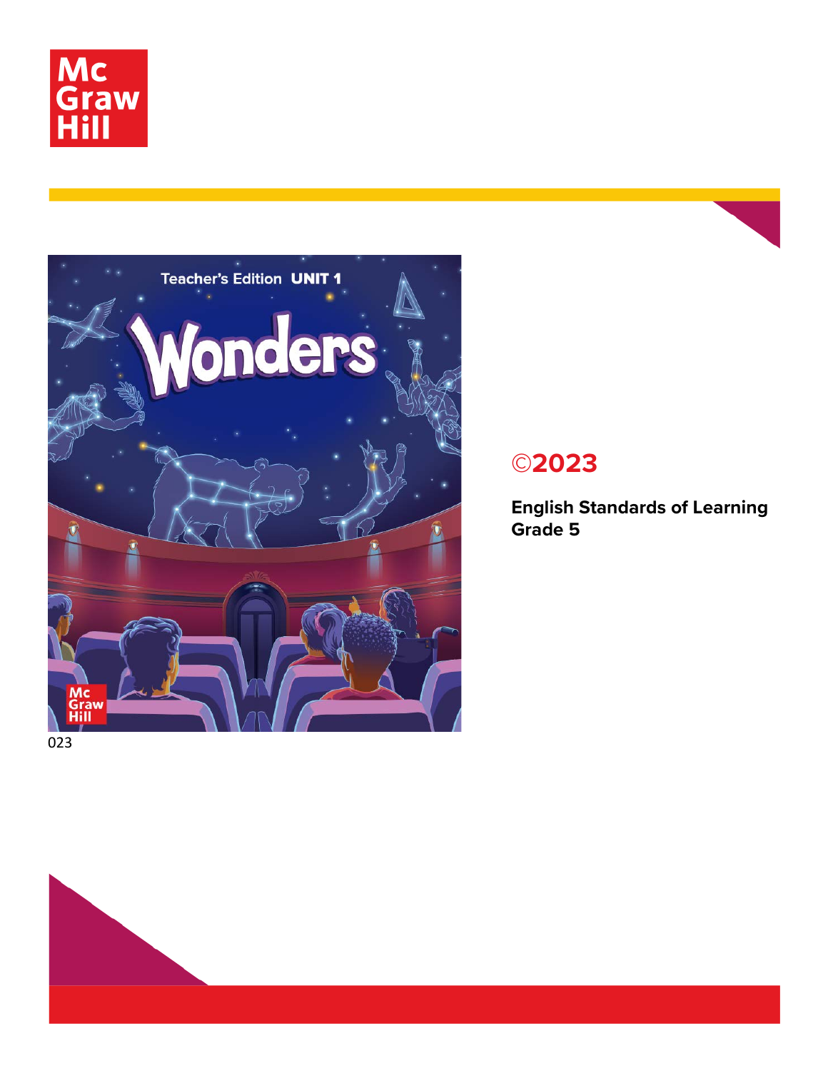McGraw Hill

Teacher's Edition UNIT 1

Wonders

023

# ©2023

**English Standards of Learning Grade 5**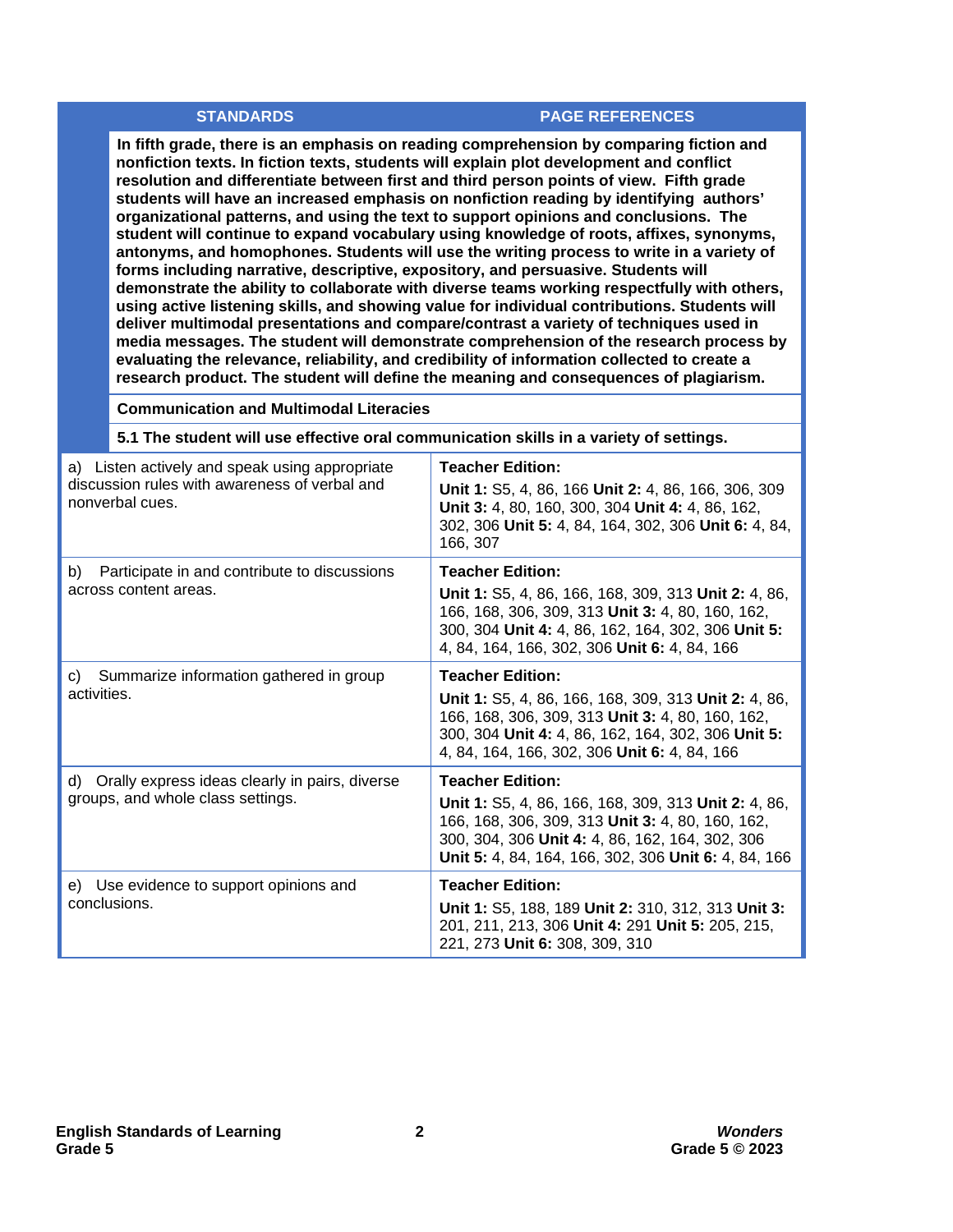| STANDARDS | PAGE REFERENCES |
|---|---|
| **In fifth grade, there is an emphasis on reading comprehension by comparing fiction and nonfiction texts. In fiction texts, students will explain plot development and conflict resolution and differentiate between first and third person points of view. Fifth grade students will have an increased emphasis on nonfiction reading by identifying authors' organizational patterns, and using the text to support opinions and conclusions. The student will continue to expand vocabulary using knowledge of roots, affixes, synonyms, antonyms, and homophones. Students will use the writing process to write in a variety of forms including narrative, descriptive, expository, and persuasive. Students will demonstrate the ability to collaborate with diverse teams working respectfully with others, using active listening skills, and showing value for individual contributions. Students will deliver multimodal presentations and compare/contrast a variety of techniques used in media messages. The student will demonstrate comprehension of the research process by evaluating the relevance, reliability, and credibility of information collected to create a research product. The student will define the meaning and consequences of plagiarism.** | |
| **Communication and Multimodal Literacies** | |
| **5.1 The student will use effective oral communication skills in a variety of settings.** | |
| a) Listen actively and speak using appropriate discussion rules with awareness of verbal and nonverbal cues. | **Teacher Edition:** **Unit 1:** S5, 4, 86, 166 **Unit 2:** 4, 86, 166, 306, 309 **Unit 3:** 4, 80, 160, 300, 304 **Unit 4:** 4, 86, 162, 302, 306 **Unit 5:** 4, 84, 164, 302, 306 **Unit 6:** 4, 84, 166, 307 |
| b) Participate in and contribute to discussions across content areas. | **Teacher Edition:** **Unit 1:** S5, 4, 86, 166, 168, 309, 313 **Unit 2:** 4, 86, 166, 168, 306, 309, 313 **Unit 3:** 4, 80, 160, 162, 300, 304 **Unit 4:** 4, 86, 162, 164, 302, 306 **Unit 5:** 4, 84, 164, 166, 302, 306 **Unit 6:** 4, 84, 166 |
| c) Summarize information gathered in group activities. | **Teacher Edition:** **Unit 1:** S5, 4, 86, 166, 168, 309, 313 **Unit 2:** 4, 86, 166, 168, 306, 309, 313 **Unit 3:** 4, 80, 160, 162, 300, 304 **Unit 4:** 4, 86, 162, 164, 302, 306 **Unit 5:** 4, 84, 164, 166, 302, 306 **Unit 6:** 4, 84, 166 |
| d) Orally express ideas clearly in pairs, diverse groups, and whole class settings. | **Teacher Edition:** **Unit 1:** S5, 4, 86, 166, 168, 309, 313 **Unit 2:** 4, 86, 166, 168, 306, 309, 313 **Unit 3:** 4, 80, 160, 162, 300, 304, 306 **Unit 4:** 4, 86, 162, 164, 302, 306 **Unit 5:** 4, 84, 164, 166, 302, 306 **Unit 6:** 4, 84, 166 |
| e) Use evidence to support opinions and conclusions. | **Teacher Edition:** **Unit 1:** S5, 188, 189 **Unit 2:** 310, 312, 313 **Unit 3:** 201, 211, 213, 306 **Unit 4:** 291 **Unit 5:** 205, 215, 221, 273 **Unit 6:** 308, 309, 310 |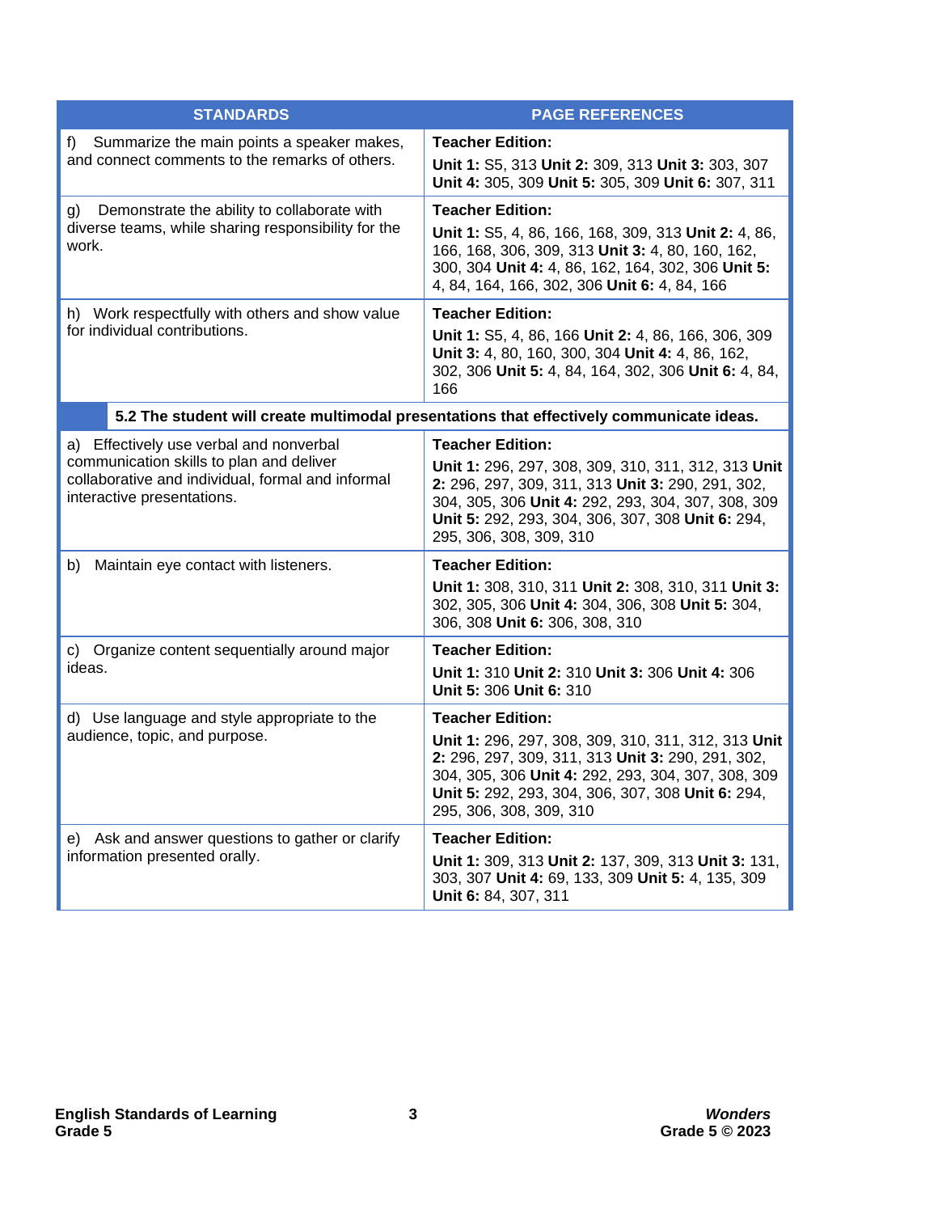| STANDARDS | PAGE REFERENCES |
|---|---|
| f) Summarize the main points a speaker makes, and connect comments to the remarks of others. | **Teacher Edition:**<br>**Unit 1:** S5, 313 **Unit 2:** 309, 313 **Unit 3:** 303, 307 **Unit 4:** 305, 309 **Unit 5:** 305, 309 **Unit 6:** 307, 311 |
| g) Demonstrate the ability to collaborate with diverse teams, while sharing responsibility for the work. | **Teacher Edition:**<br>**Unit 1:** S5, 4, 86, 166, 168, 309, 313 **Unit 2:** 4, 86, 166, 168, 306, 309, 313 **Unit 3:** 4, 80, 160, 162, 300, 304 **Unit 4:** 4, 86, 162, 164, 302, 306 **Unit 5:** 4, 84, 164, 166, 302, 306 **Unit 6:** 4, 84, 166 |
| h) Work respectfully with others and show value for individual contributions. | **Teacher Edition:**<br>**Unit 1:** S5, 4, 86, 166 **Unit 2:** 4, 86, 166, 306, 309 **Unit 3:** 4, 80, 160, 300, 304 **Unit 4:** 4, 86, 162, 302, 306 **Unit 5:** 4, 84, 164, 302, 306 **Unit 6:** 4, 84, 166 |
| **5.2 The student will create multimodal presentations that effectively communicate ideas.** | |
| a) Effectively use verbal and nonverbal communication skills to plan and deliver collaborative and individual, formal and informal interactive presentations. | **Teacher Edition:**<br>**Unit 1:** 296, 297, 308, 309, 310, 311, 312, 313 **Unit 2:** 296, 297, 309, 311, 313 **Unit 3:** 290, 291, 302, 304, 305, 306 **Unit 4:** 292, 293, 304, 307, 308, 309 **Unit 5:** 292, 293, 304, 306, 307, 308 **Unit 6:** 294, 295, 306, 308, 309, 310 |
| b) Maintain eye contact with listeners. | **Teacher Edition:**<br>**Unit 1:** 308, 310, 311 **Unit 2:** 308, 310, 311 **Unit 3:** 302, 305, 306 **Unit 4:** 304, 306, 308 **Unit 5:** 304, 306, 308 **Unit 6:** 306, 308, 310 |
| c) Organize content sequentially around major ideas. | **Teacher Edition:**<br>**Unit 1:** 310 **Unit 2:** 310 **Unit 3:** 306 **Unit 4:** 306 **Unit 5:** 306 **Unit 6:** 310 |
| d) Use language and style appropriate to the audience, topic, and purpose. | **Teacher Edition:**<br>**Unit 1:** 296, 297, 308, 309, 310, 311, 312, 313 **Unit 2:** 296, 297, 309, 311, 313 **Unit 3:** 290, 291, 302, 304, 305, 306 **Unit 4:** 292, 293, 304, 307, 308, 309 **Unit 5:** 292, 293, 304, 306, 307, 308 **Unit 6:** 294, 295, 306, 308, 309, 310 |
| e) Ask and answer questions to gather or clarify information presented orally. | **Teacher Edition:**<br>**Unit 1:** 309, 313 **Unit 2:** 137, 309, 313 **Unit 3:** 131, 303, 307 **Unit 4:** 69, 133, 309 **Unit 5:** 4, 135, 309 **Unit 6:** 84, 307, 311 |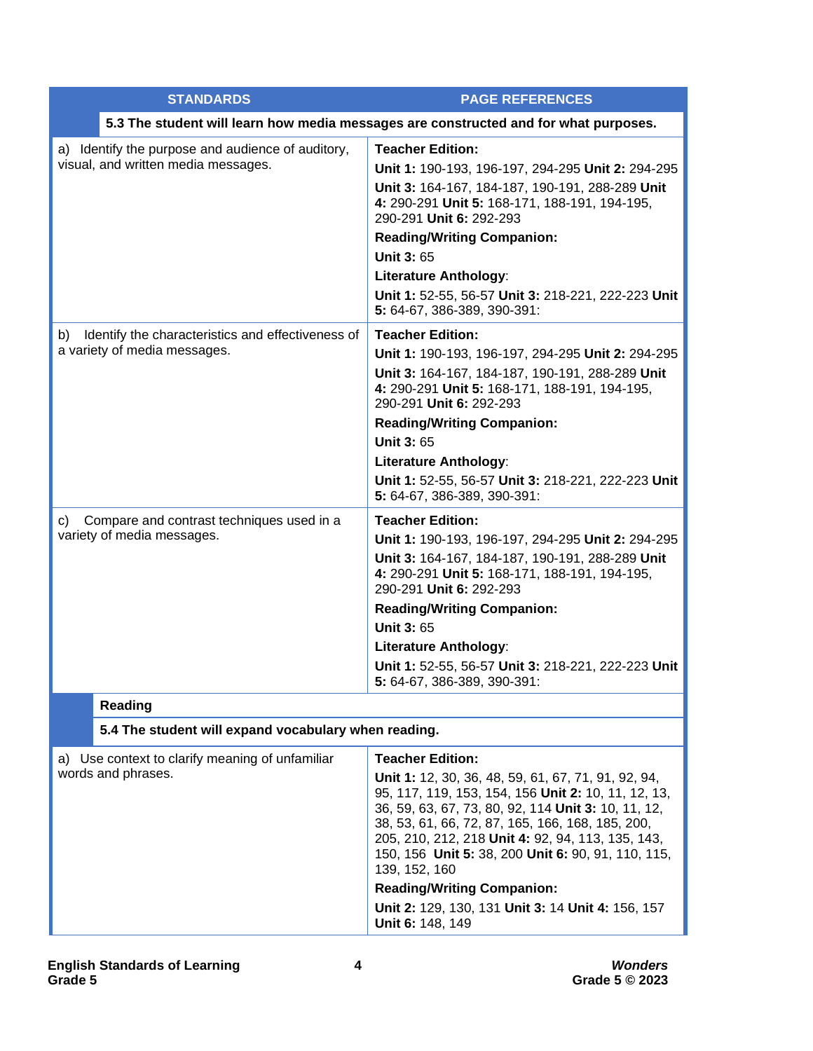| STANDARDS | PAGE REFERENCES |
|---|---|
| **5.3 The student will learn how media messages are constructed and for what purposes.** | |
| a) Identify the purpose and audience of auditory, visual, and written media messages. | **Teacher Edition:**<br>**Unit 1:** 190-193, 196-197, 294-295 **Unit 2:** 294-295<br>**Unit 3:** 164-167, 184-187, 190-191, 288-289 **Unit 4:** 290-291 **Unit 5:** 168-171, 188-191, 194-195, 290-291 **Unit 6:** 292-293<br>**Reading/Writing Companion:**<br>**Unit 3:** 65<br>**Literature Anthology**:<br>**Unit 1:** 52-55, 56-57 **Unit 3:** 218-221, 222-223 **Unit 5:** 64-67, 386-389, 390-391: |
| b) Identify the characteristics and effectiveness of a variety of media messages. | **Teacher Edition:**<br>**Unit 1:** 190-193, 196-197, 294-295 **Unit 2:** 294-295<br>**Unit 3:** 164-167, 184-187, 190-191, 288-289 **Unit 4:** 290-291 **Unit 5:** 168-171, 188-191, 194-195, 290-291 **Unit 6:** 292-293<br>**Reading/Writing Companion:**<br>**Unit 3:** 65<br>**Literature Anthology**:<br>**Unit 1:** 52-55, 56-57 **Unit 3:** 218-221, 222-223 **Unit 5:** 64-67, 386-389, 390-391: |
| c) Compare and contrast techniques used in a variety of media messages. | **Teacher Edition:**<br>**Unit 1:** 190-193, 196-197, 294-295 **Unit 2:** 294-295<br>**Unit 3:** 164-167, 184-187, 190-191, 288-289 **Unit 4:** 290-291 **Unit 5:** 168-171, 188-191, 194-195, 290-291 **Unit 6:** 292-293<br>**Reading/Writing Companion:**<br>**Unit 3:** 65<br>**Literature Anthology**:<br>**Unit 1:** 52-55, 56-57 **Unit 3:** 218-221, 222-223 **Unit 5:** 64-67, 386-389, 390-391: |
| **Reading** | |
| **5.4 The student will expand vocabulary when reading.** | |
| a) Use context to clarify meaning of unfamiliar words and phrases. | **Teacher Edition:**<br>**Unit 1:** 12, 30, 36, 48, 59, 61, 67, 71, 91, 92, 94, 95, 117, 119, 153, 154, 156 **Unit 2:** 10, 11, 12, 13, 36, 59, 63, 67, 73, 80, 92, 114 **Unit 3:** 10, 11, 12, 38, 53, 61, 66, 72, 87, 165, 166, 168, 185, 200, 205, 210, 212, 218 **Unit 4:** 92, 94, 113, 135, 143, 150, 156 **Unit 5:** 38, 200 **Unit 6:** 90, 91, 110, 115, 139, 152, 160<br>**Reading/Writing Companion:**<br>**Unit 2:** 129, 130, 131 **Unit 3:** 14 **Unit 4:** 156, 157 **Unit 6:** 148, 149 |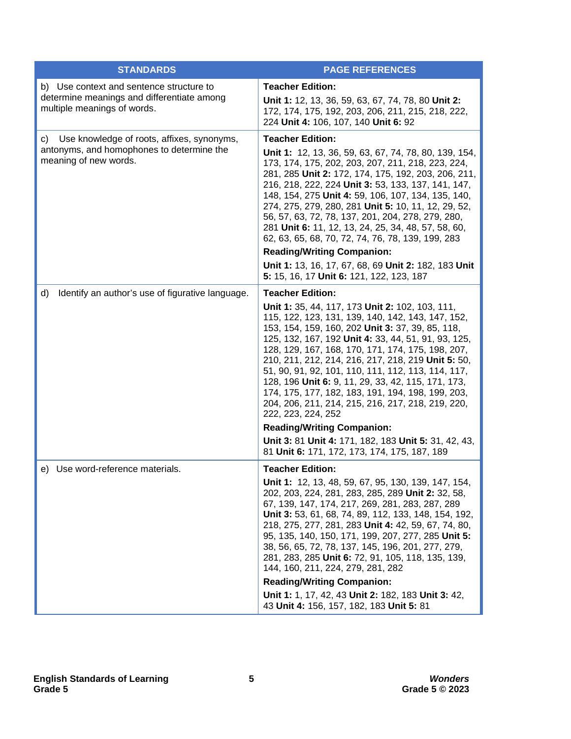| STANDARDS | PAGE REFERENCES |
|---|---|
| b) Use context and sentence structure to determine meanings and differentiate among multiple meanings of words. | **Teacher Edition:**<br>**Unit 1:** 12, 13, 36, 59, 63, 67, 74, 78, 80 **Unit 2:** 172, 174, 175, 192, 203, 206, 211, 215, 218, 222, 224 **Unit 4:** 106, 107, 140 **Unit 6:** 92 |
| c) Use knowledge of roots, affixes, synonyms, antonyms, and homophones to determine the meaning of new words. | **Teacher Edition:**<br>**Unit 1:** 12, 13, 36, 59, 63, 67, 74, 78, 80, 139, 154, 173, 174, 175, 202, 203, 207, 211, 218, 223, 224, 281, 285 **Unit 2:** 172, 174, 175, 192, 203, 206, 211, 216, 218, 222, 224 **Unit 3:** 53, 133, 137, 141, 147, 148, 154, 275 **Unit 4:** 59, 106, 107, 134, 135, 140, 274, 275, 279, 280, 281 **Unit 5:** 10, 11, 12, 29, 52, 56, 57, 63, 72, 78, 137, 201, 204, 278, 279, 280, 281 **Unit 6:** 11, 12, 13, 24, 25, 34, 48, 57, 58, 60, 62, 63, 65, 68, 70, 72, 74, 76, 78, 139, 199, 283<br>**Reading/Writing Companion:**<br>**Unit 1:** 13, 16, 17, 67, 68, 69 **Unit 2:** 182, 183 **Unit 5:** 15, 16, 17 **Unit 6:** 121, 122, 123, 187 |
| d) Identify an author's use of figurative language. | **Teacher Edition:**<br>**Unit 1:** 35, 44, 117, 173 **Unit 2:** 102, 103, 111, 115, 122, 123, 131, 139, 140, 142, 143, 147, 152, 153, 154, 159, 160, 202 **Unit 3:** 37, 39, 85, 118, 125, 132, 167, 192 **Unit 4:** 33, 44, 51, 91, 93, 125, 128, 129, 167, 168, 170, 171, 174, 175, 198, 207, 210, 211, 212, 214, 216, 217, 218, 219 **Unit 5:** 50, 51, 90, 91, 92, 101, 110, 111, 112, 113, 114, 117, 128, 196 **Unit 6:** 9, 11, 29, 33, 42, 115, 171, 173, 174, 175, 177, 182, 183, 191, 194, 198, 199, 203, 204, 206, 211, 214, 215, 216, 217, 218, 219, 220, 222, 223, 224, 252<br>**Reading/Writing Companion:**<br>**Unit 3:** 81 **Unit 4:** 171, 182, 183 **Unit 5:** 31, 42, 43, 81 **Unit 6:** 171, 172, 173, 174, 175, 187, 189 |
| e) Use word-reference materials. | **Teacher Edition:**<br>**Unit 1:** 12, 13, 48, 59, 67, 95, 130, 139, 147, 154, 202, 203, 224, 281, 283, 285, 289 **Unit 2:** 32, 58, 67, 139, 147, 174, 217, 269, 281, 283, 287, 289 **Unit 3:** 53, 61, 68, 74, 89, 112, 133, 148, 154, 192, 218, 275, 277, 281, 283 **Unit 4:** 42, 59, 67, 74, 80, 95, 135, 140, 150, 171, 199, 207, 277, 285 **Unit 5:** 38, 56, 65, 72, 78, 137, 145, 196, 201, 277, 279, 281, 283, 285 **Unit 6:** 72, 91, 105, 118, 135, 139, 144, 160, 211, 224, 279, 281, 282<br>**Reading/Writing Companion:**<br>**Unit 1:** 1, 17, 42, 43 **Unit 2:** 182, 183 **Unit 3:** 42, 43 **Unit 4:** 156, 157, 182, 183 **Unit 5:** 81 |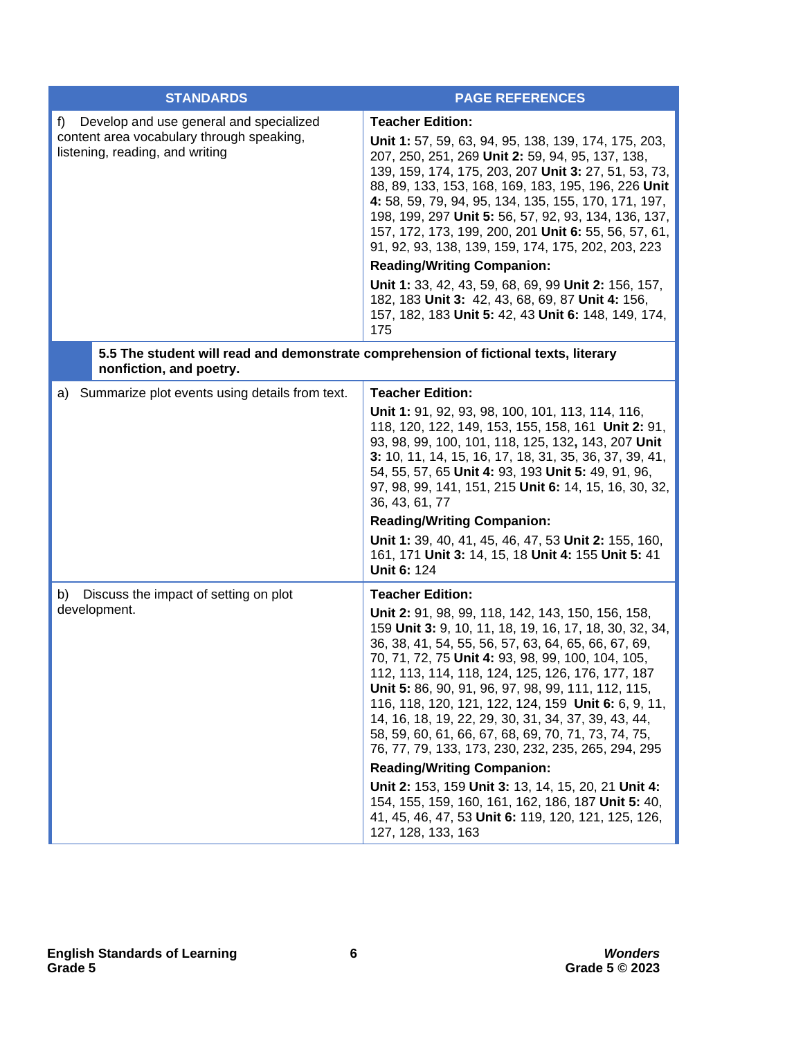| STANDARDS | PAGE REFERENCES |
|---|---|
| f) Develop and use general and specialized content area vocabulary through speaking, listening, reading, and writing | **Teacher Edition:**<br>**Unit 1:** 57, 59, 63, 94, 95, 138, 139, 174, 175, 203, 207, 250, 251, 269 **Unit 2:** 59, 94, 95, 137, 138, 139, 159, 174, 175, 203, 207 **Unit 3:** 27, 51, 53, 73, 88, 89, 133, 153, 168, 169, 183, 195, 196, 226 **Unit 4:** 58, 59, 79, 94, 95, 134, 135, 155, 170, 171, 197, 198, 199, 297 **Unit 5:** 56, 57, 92, 93, 134, 136, 137, 157, 172, 173, 199, 200, 201 **Unit 6:** 55, 56, 57, 61, 91, 92, 93, 138, 139, 159, 174, 175, 202, 203, 223<br>**Reading/Writing Companion:**<br>**Unit 1:** 33, 42, 43, 59, 68, 69, 99 **Unit 2:** 156, 157, 182, 183 **Unit 3:** 42, 43, 68, 69, 87 **Unit 4:** 156, 157, 182, 183 **Unit 5:** 42, 43 **Unit 6:** 148, 149, 174, 175 |
| **5.5 The student will read and demonstrate comprehension of fictional texts, literary nonfiction, and poetry.** | |
| a) Summarize plot events using details from text. | **Teacher Edition:**<br>**Unit 1:** 91, 92, 93, 98, 100, 101, 113, 114, 116, 118, 120, 122, 149, 153, 155, 158, 161 **Unit 2:** 91, 93, 98, 99, 100, 101, 118, 125, 132, 143, 207 **Unit 3:** 10, 11, 14, 15, 16, 17, 18, 31, 35, 36, 37, 39, 41, 54, 55, 57, 65 **Unit 4:** 93, 193 **Unit 5:** 49, 91, 96, 97, 98, 99, 141, 151, 215 **Unit 6:** 14, 15, 16, 30, 32, 36, 43, 61, 77<br>**Reading/Writing Companion:**<br>**Unit 1:** 39, 40, 41, 45, 46, 47, 53 **Unit 2:** 155, 160, 161, 171 **Unit 3:** 14, 15, 18 **Unit 4:** 155 **Unit 5:** 41 **Unit 6:** 124 |
| b) Discuss the impact of setting on plot development. | **Teacher Edition:**<br>**Unit 2:** 91, 98, 99, 118, 142, 143, 150, 156, 158, 159 **Unit 3:** 9, 10, 11, 18, 19, 16, 17, 18, 30, 32, 34, 36, 38, 41, 54, 55, 56, 57, 63, 64, 65, 66, 67, 69, 70, 71, 72, 75 **Unit 4:** 93, 98, 99, 100, 104, 105, 112, 113, 114, 118, 124, 125, 126, 176, 177, 187 **Unit 5:** 86, 90, 91, 96, 97, 98, 99, 111, 112, 115, 116, 118, 120, 121, 122, 124, 159 **Unit 6:** 6, 9, 11, 14, 16, 18, 19, 22, 29, 30, 31, 34, 37, 39, 43, 44, 58, 59, 60, 61, 66, 67, 68, 69, 70, 71, 73, 74, 75, 76, 77, 79, 133, 173, 230, 232, 235, 265, 294, 295<br>**Reading/Writing Companion:**<br>**Unit 2:** 153, 159 **Unit 3:** 13, 14, 15, 20, 21 **Unit 4:** 154, 155, 159, 160, 161, 162, 186, 187 **Unit 5:** 40, 41, 45, 46, 47, 53 **Unit 6:** 119, 120, 121, 125, 126, 127, 128, 133, 163 |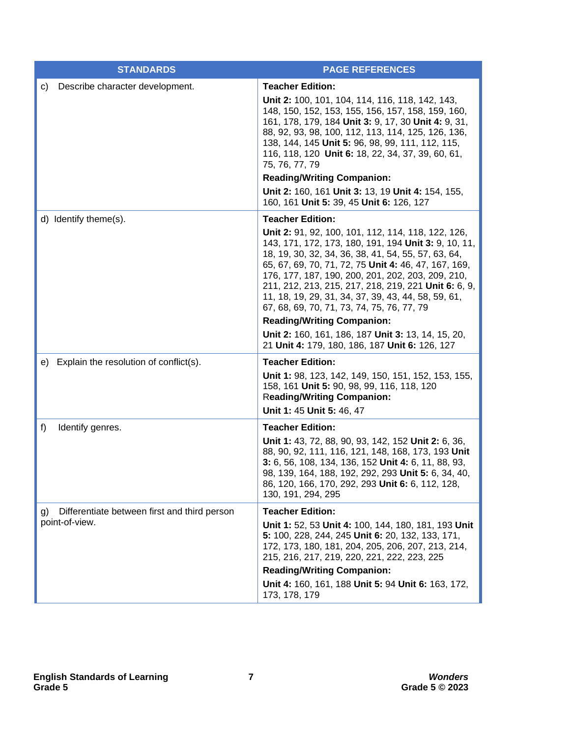| STANDARDS | PAGE REFERENCES |
|---|---|
| c) Describe character development. | **Teacher Edition:**<br>**Unit 2:** 100, 101, 104, 114, 116, 118, 142, 143, 148, 150, 152, 153, 155, 156, 157, 158, 159, 160, 161, 178, 179, 184 **Unit 3:** 9, 17, 30 **Unit 4:** 9, 31, 88, 92, 93, 98, 100, 112, 113, 114, 125, 126, 136, 138, 144, 145 **Unit 5:** 96, 98, 99, 111, 112, 115, 116, 118, 120 **Unit 6:** 18, 22, 34, 37, 39, 60, 61, 75, 76, 77, 79<br>**Reading/Writing Companion:**<br>**Unit 2:** 160, 161 **Unit 3:** 13, 19 **Unit 4:** 154, 155, 160, 161 **Unit 5:** 39, 45 **Unit 6:** 126, 127 |
| d) Identify theme(s). | **Teacher Edition:**<br>**Unit 2:** 91, 92, 100, 101, 112, 114, 118, 122, 126, 143, 171, 172, 173, 180, 191, 194 **Unit 3:** 9, 10, 11, 18, 19, 30, 32, 34, 36, 38, 41, 54, 55, 57, 63, 64, 65, 67, 69, 70, 71, 72, 75 **Unit 4:** 46, 47, 167, 169, 176, 177, 187, 190, 200, 201, 202, 203, 209, 210, 211, 212, 213, 215, 217, 218, 219, 221 **Unit 6:** 6, 9, 11, 18, 19, 29, 31, 34, 37, 39, 43, 44, 58, 59, 61, 67, 68, 69, 70, 71, 73, 74, 75, 76, 77, 79<br>**Reading/Writing Companion:**<br>**Unit 2:** 160, 161, 186, 187 **Unit 3:** 13, 14, 15, 20, 21 **Unit 4:** 179, 180, 186, 187 **Unit 6:** 126, 127 |
| e) Explain the resolution of conflict(s). | **Teacher Edition:**<br>**Unit 1:** 98, 123, 142, 149, 150, 151, 152, 153, 155, 158, 161 **Unit 5:** 90, 98, 99, 116, 118, 120<br>**Reading/Writing Companion:**<br>**Unit 1:** 45 **Unit 5:** 46, 47 |
| f) Identify genres. | **Teacher Edition:**<br>**Unit 1:** 43, 72, 88, 90, 93, 142, 152 **Unit 2:** 6, 36, 88, 90, 92, 111, 116, 121, 148, 168, 173, 193 **Unit 3:** 6, 56, 108, 134, 136, 152 **Unit 4:** 6, 11, 88, 93, 98, 139, 164, 188, 192, 292, 293 **Unit 5:** 6, 34, 40, 86, 120, 166, 170, 292, 293 **Unit 6:** 6, 112, 128, 130, 191, 294, 295 |
| g) Differentiate between first and third person point-of-view. | **Teacher Edition:**<br>**Unit 1:** 52, 53 **Unit 4:** 100, 144, 180, 181, 193 **Unit 5:** 100, 228, 244, 245 **Unit 6:** 20, 132, 133, 171, 172, 173, 180, 181, 204, 205, 206, 207, 213, 214, 215, 216, 217, 219, 220, 221, 222, 223, 225<br>**Reading/Writing Companion:**<br>**Unit 4:** 160, 161, 188 **Unit 5:** 94 **Unit 6:** 163, 172, 173, 178, 179 |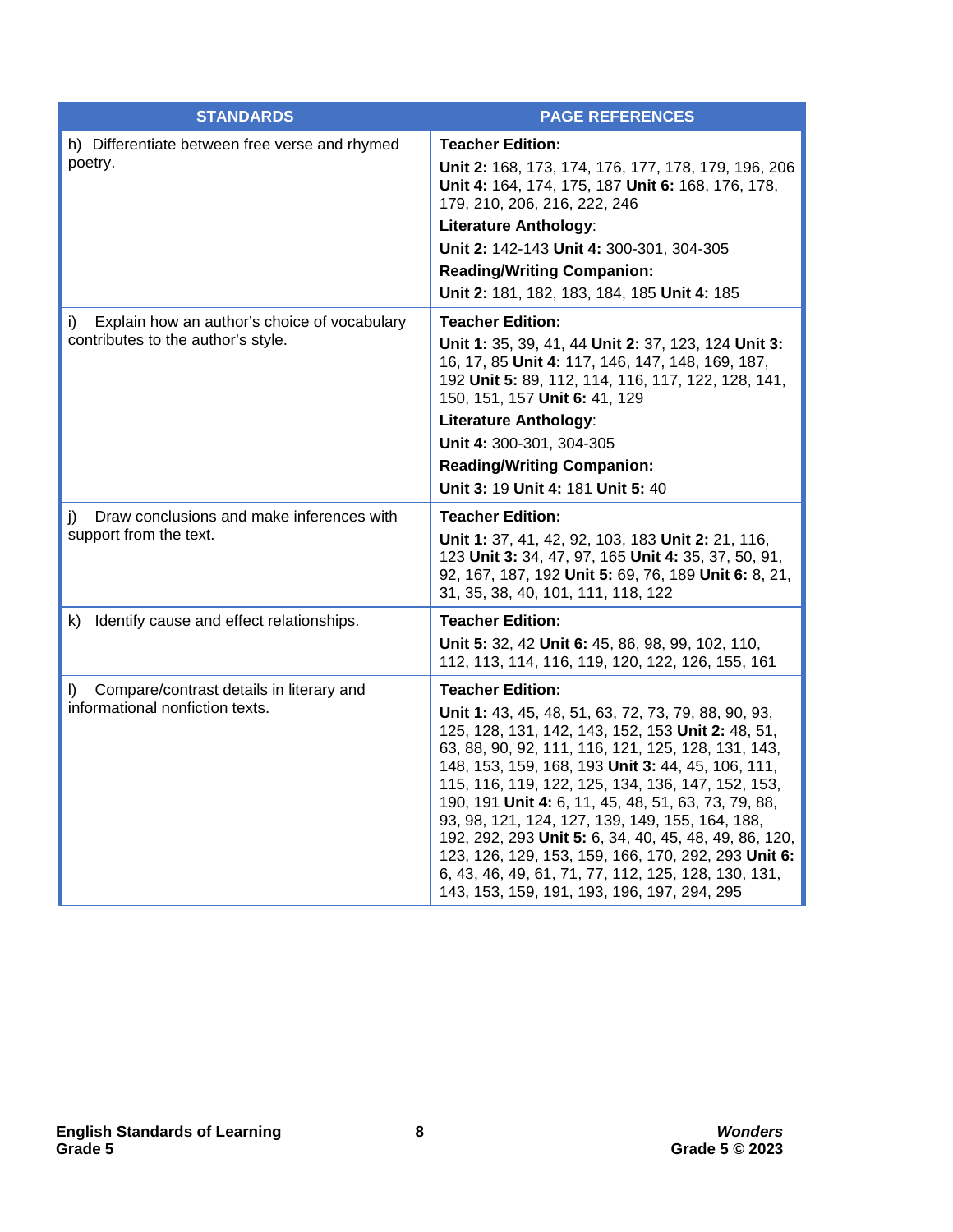| STANDARDS | PAGE REFERENCES |
|---|---|
| h) Differentiate between free verse and rhymed poetry. | **Teacher Edition:** **Unit 2:** 168, 173, 174, 176, 177, 178, 179, 196, 206 **Unit 4:** 164, 174, 175, 187 **Unit 6:** 168, 176, 178, 179, 210, 206, 216, 222, 246 **Literature Anthology**: **Unit 2:** 142-143 **Unit 4:** 300-301, 304-305 **Reading/Writing Companion:** **Unit 2:** 181, 182, 183, 184, 185 **Unit 4:** 185 |
| i) Explain how an author's choice of vocabulary contributes to the author's style. | **Teacher Edition:** **Unit 1:** 35, 39, 41, 44 **Unit 2:** 37, 123, 124 **Unit 3:** 16, 17, 85 **Unit 4:** 117, 146, 147, 148, 169, 187, 192 **Unit 5:** 89, 112, 114, 116, 117, 122, 128, 141, 150, 151, 157 **Unit 6:** 41, 129 **Literature Anthology**: **Unit 4:** 300-301, 304-305 **Reading/Writing Companion:** **Unit 3:** 19 **Unit 4:** 181 **Unit 5:** 40 |
| j) Draw conclusions and make inferences with support from the text. | **Teacher Edition:** **Unit 1:** 37, 41, 42, 92, 103, 183 **Unit 2:** 21, 116, 123 **Unit 3:** 34, 47, 97, 165 **Unit 4:** 35, 37, 50, 91, 92, 167, 187, 192 **Unit 5:** 69, 76, 189 **Unit 6:** 8, 21, 31, 35, 38, 40, 101, 111, 118, 122 |
| k) Identify cause and effect relationships. | **Teacher Edition:** **Unit 5:** 32, 42 **Unit 6:** 45, 86, 98, 99, 102, 110, 112, 113, 114, 116, 119, 120, 122, 126, 155, 161 |
| l) Compare/contrast details in literary and informational nonfiction texts. | **Teacher Edition:** **Unit 1:** 43, 45, 48, 51, 63, 72, 73, 79, 88, 90, 93, 125, 128, 131, 142, 143, 152, 153 **Unit 2:** 48, 51, 63, 88, 90, 92, 111, 116, 121, 125, 128, 131, 143, 148, 153, 159, 168, 193 **Unit 3:** 44, 45, 106, 111, 115, 116, 119, 122, 125, 134, 136, 147, 152, 153, 190, 191 **Unit 4:** 6, 11, 45, 48, 51, 63, 73, 79, 88, 93, 98, 121, 124, 127, 139, 149, 155, 164, 188, 192, 292, 293 **Unit 5:** 6, 34, 40, 45, 48, 49, 86, 120, 123, 126, 129, 153, 159, 166, 170, 292, 293 **Unit 6:** 6, 43, 46, 49, 61, 71, 77, 112, 125, 128, 130, 131, 143, 153, 159, 191, 193, 196, 197, 294, 295 |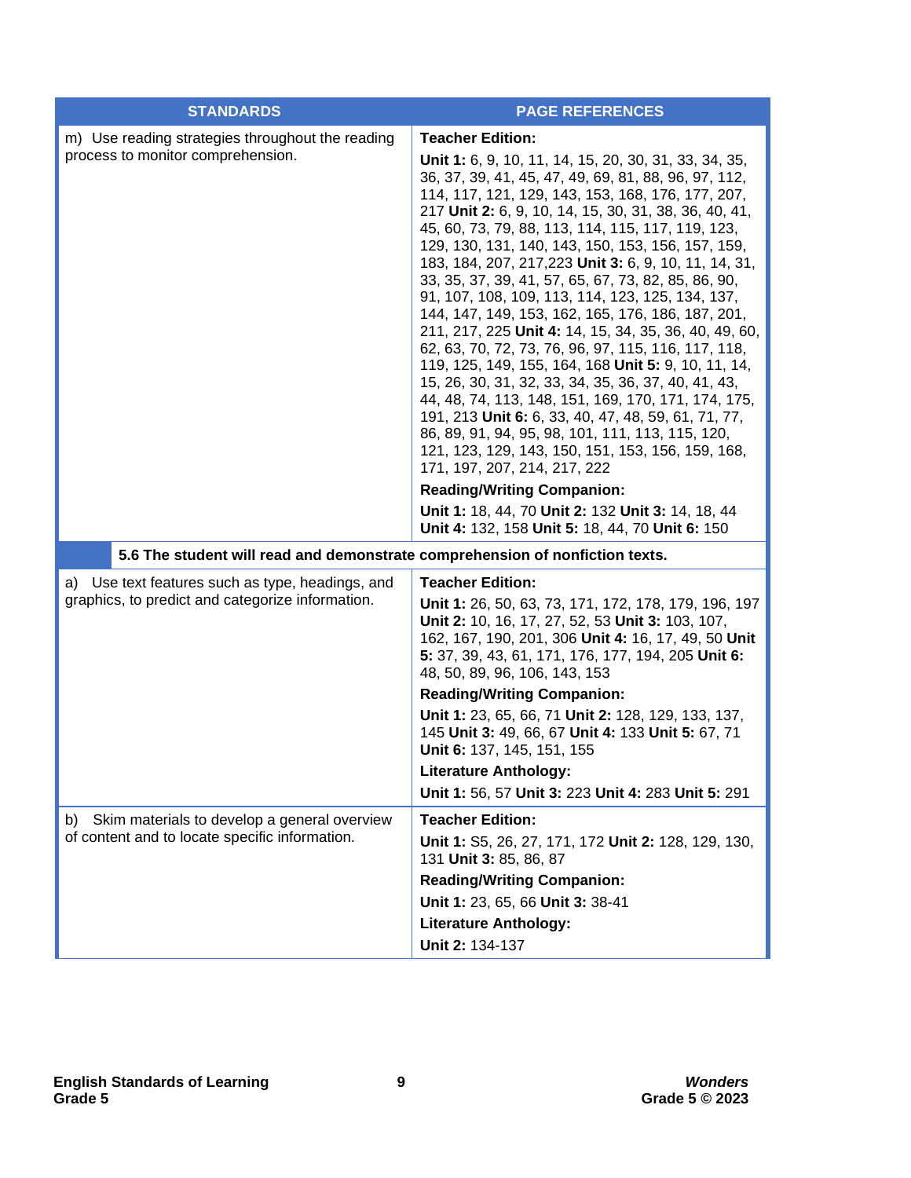| STANDARDS | PAGE REFERENCES |
|---|---|
| m) Use reading strategies throughout the reading process to monitor comprehension. | **Teacher Edition:** **Unit 1:** 6, 9, 10, 11, 14, 15, 20, 30, 31, 33, 34, 35, 36, 37, 39, 41, 45, 47, 49, 69, 81, 88, 96, 97, 112, 114, 117, 121, 129, 143, 153, 168, 176, 177, 207, 217 **Unit 2:** 6, 9, 10, 14, 15, 30, 31, 38, 36, 40, 41, 45, 60, 73, 79, 88, 113, 114, 115, 117, 119, 123, 129, 130, 131, 140, 143, 150, 153, 156, 157, 159, 183, 184, 207, 217,223 **Unit 3:** 6, 9, 10, 11, 14, 31, 33, 35, 37, 39, 41, 57, 65, 67, 73, 82, 85, 86, 90, 91, 107, 108, 109, 113, 114, 123, 125, 134, 137, 144, 147, 149, 153, 162, 165, 176, 186, 187, 201, 211, 217, 225 **Unit 4:** 14, 15, 34, 35, 36, 40, 49, 60, 62, 63, 70, 72, 73, 76, 96, 97, 115, 116, 117, 118, 119, 125, 149, 155, 164, 168 **Unit 5:** 9, 10, 11, 14, 15, 26, 30, 31, 32, 33, 34, 35, 36, 37, 40, 41, 43, 44, 48, 74, 113, 148, 151, 169, 170, 171, 174, 175, 191, 213 **Unit 6:** 6, 33, 40, 47, 48, 59, 61, 71, 77, 86, 89, 91, 94, 95, 98, 101, 111, 113, 115, 120, 121, 123, 129, 143, 150, 151, 153, 156, 159, 168, 171, 197, 207, 214, 217, 222<br>**Reading/Writing Companion:** **Unit 1:** 18, 44, 70 **Unit 2:** 132 **Unit 3:** 14, 18, 44 **Unit 4:** 132, 158 **Unit 5:** 18, 44, 70 **Unit 6:** 150 |
| **5.6 The student will read and demonstrate comprehension of nonfiction texts.** | |
| a) Use text features such as type, headings, and graphics, to predict and categorize information. | **Teacher Edition:** **Unit 1:** 26, 50, 63, 73, 171, 172, 178, 179, 196, 197 **Unit 2:** 10, 16, 17, 27, 52, 53 **Unit 3:** 103, 107, 162, 167, 190, 201, 306 **Unit 4:** 16, 17, 49, 50 **Unit 5:** 37, 39, 43, 61, 171, 176, 177, 194, 205 **Unit 6:** 48, 50, 89, 96, 106, 143, 153<br>**Reading/Writing Companion:** **Unit 1:** 23, 65, 66, 71 **Unit 2:** 128, 129, 133, 137, 145 **Unit 3:** 49, 66, 67 **Unit 4:** 133 **Unit 5:** 67, 71 **Unit 6:** 137, 145, 151, 155<br>**Literature Anthology:** **Unit 1:** 56, 57 **Unit 3:** 223 **Unit 4:** 283 **Unit 5:** 291 |
| b) Skim materials to develop a general overview of content and to locate specific information. | **Teacher Edition:** **Unit 1:** S5, 26, 27, 171, 172 **Unit 2:** 128, 129, 130, 131 **Unit 3:** 85, 86, 87<br>**Reading/Writing Companion:** **Unit 1:** 23, 65, 66 **Unit 3:** 38-41<br>**Literature Anthology:** **Unit 2:** 134-137 |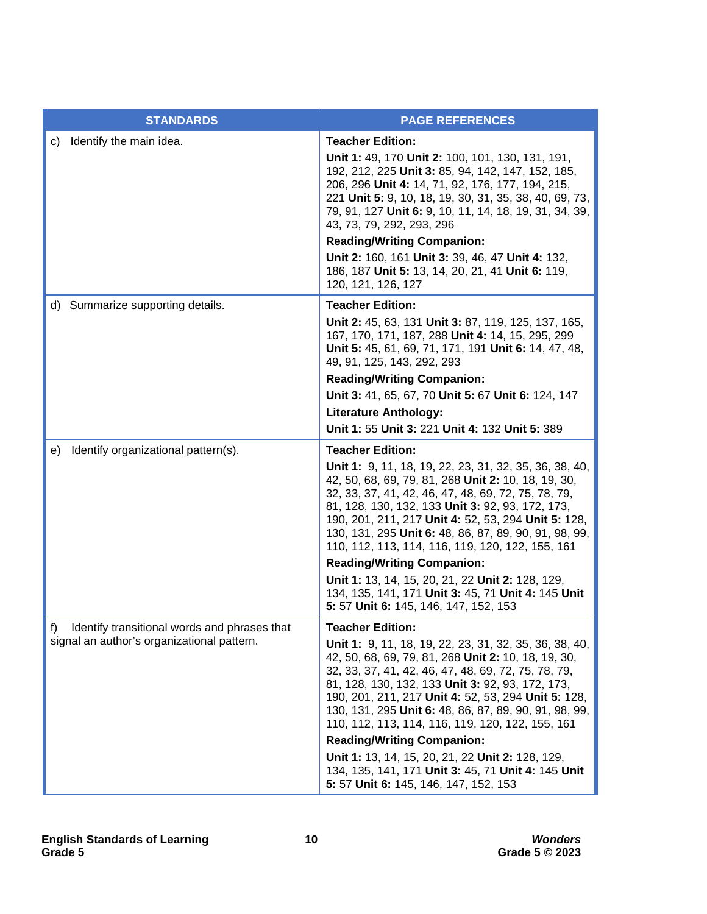| STANDARDS | PAGE REFERENCES |
|---|---|
| c) Identify the main idea. | **Teacher Edition:**<br>**Unit 1:** 49, 170 **Unit 2:** 100, 101, 130, 131, 191, 192, 212, 225 **Unit 3:** 85, 94, 142, 147, 152, 185, 206, 296 **Unit 4:** 14, 71, 92, 176, 177, 194, 215, 221 **Unit 5:** 9, 10, 18, 19, 30, 31, 35, 38, 40, 69, 73, 79, 91, 127 **Unit 6:** 9, 10, 11, 14, 18, 19, 31, 34, 39, 43, 73, 79, 292, 293, 296<br>**Reading/Writing Companion:**<br>**Unit 2:** 160, 161 **Unit 3:** 39, 46, 47 **Unit 4:** 132, 186, 187 **Unit 5:** 13, 14, 20, 21, 41 **Unit 6:** 119, 120, 121, 126, 127 |
| d) Summarize supporting details. | **Teacher Edition:**<br>**Unit 2:** 45, 63, 131 **Unit 3:** 87, 119, 125, 137, 165, 167, 170, 171, 187, 288 **Unit 4:** 14, 15, 295, 299 **Unit 5:** 45, 61, 69, 71, 171, 191 **Unit 6:** 14, 47, 48, 49, 91, 125, 143, 292, 293<br>**Reading/Writing Companion:**<br>**Unit 3:** 41, 65, 67, 70 **Unit 5:** 67 **Unit 6:** 124, 147<br>**Literature Anthology:**<br>**Unit 1:** 55 **Unit 3:** 221 **Unit 4:** 132 **Unit 5:** 389 |
| e) Identify organizational pattern(s). | **Teacher Edition:**<br>**Unit 1:** 9, 11, 18, 19, 22, 23, 31, 32, 35, 36, 38, 40, 42, 50, 68, 69, 79, 81, 268 **Unit 2:** 10, 18, 19, 30, 32, 33, 37, 41, 42, 46, 47, 48, 69, 72, 75, 78, 79, 81, 128, 130, 132, 133 **Unit 3:** 92, 93, 172, 173, 190, 201, 211, 217 **Unit 4:** 52, 53, 294 **Unit 5:** 128, 130, 131, 295 **Unit 6:** 48, 86, 87, 89, 90, 91, 98, 99, 110, 112, 113, 114, 116, 119, 120, 122, 155, 161<br>**Reading/Writing Companion:**<br>**Unit 1:** 13, 14, 15, 20, 21, 22 **Unit 2:** 128, 129, 134, 135, 141, 171 **Unit 3:** 45, 71 **Unit 4:** 145 **Unit 5:** 57 **Unit 6:** 145, 146, 147, 152, 153 |
| f) Identify transitional words and phrases that signal an author's organizational pattern. | **Teacher Edition:**<br>**Unit 1:** 9, 11, 18, 19, 22, 23, 31, 32, 35, 36, 38, 40, 42, 50, 68, 69, 79, 81, 268 **Unit 2:** 10, 18, 19, 30, 32, 33, 37, 41, 42, 46, 47, 48, 69, 72, 75, 78, 79, 81, 128, 130, 132, 133 **Unit 3:** 92, 93, 172, 173, 190, 201, 211, 217 **Unit 4:** 52, 53, 294 **Unit 5:** 128, 130, 131, 295 **Unit 6:** 48, 86, 87, 89, 90, 91, 98, 99, 110, 112, 113, 114, 116, 119, 120, 122, 155, 161<br>**Reading/Writing Companion:**<br>**Unit 1:** 13, 14, 15, 20, 21, 22 **Unit 2:** 128, 129, 134, 135, 141, 171 **Unit 3:** 45, 71 **Unit 4:** 145 **Unit 5:** 57 **Unit 6:** 145, 146, 147, 152, 153 |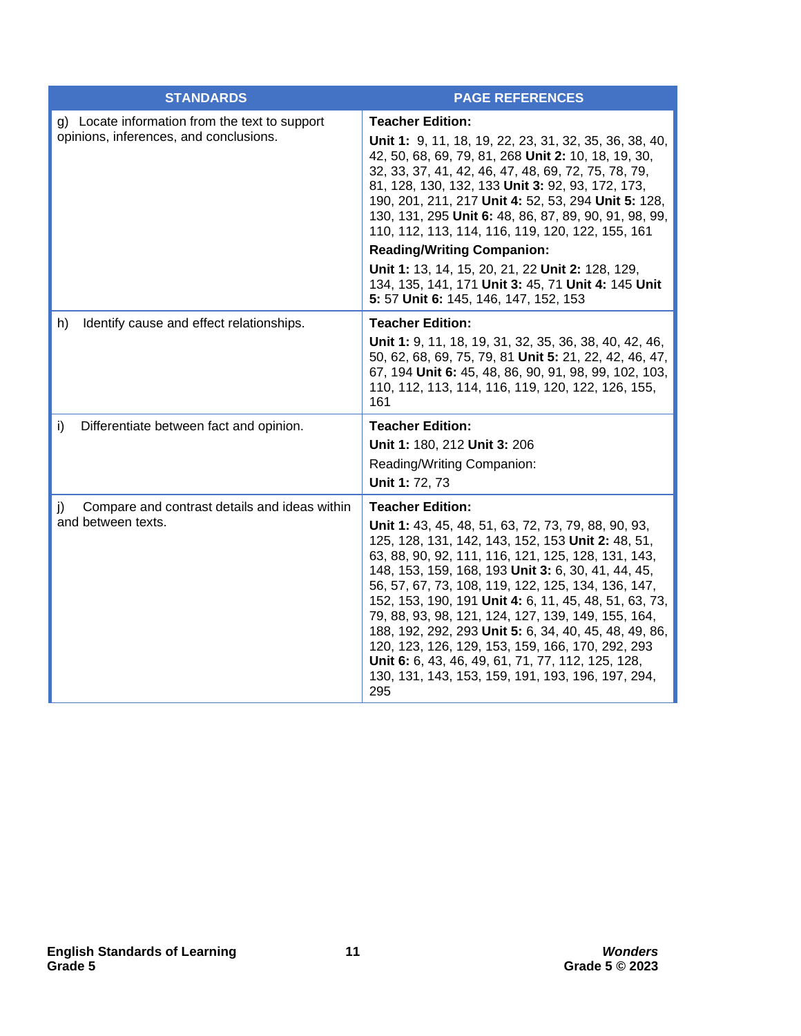| STANDARDS | PAGE REFERENCES |
|---|---|
| g) Locate information from the text to support opinions, inferences, and conclusions. | **Teacher Edition:**<br>**Unit 1:** 9, 11, 18, 19, 22, 23, 31, 32, 35, 36, 38, 40, 42, 50, 68, 69, 79, 81, 268 **Unit 2:** 10, 18, 19, 30, 32, 33, 37, 41, 42, 46, 47, 48, 69, 72, 75, 78, 79, 81, 128, 130, 132, 133 **Unit 3:** 92, 93, 172, 173, 190, 201, 211, 217 **Unit 4:** 52, 53, 294 **Unit 5:** 128, 130, 131, 295 **Unit 6:** 48, 86, 87, 89, 90, 91, 98, 99, 110, 112, 113, 114, 116, 119, 120, 122, 155, 161<br>**Reading/Writing Companion:**<br>**Unit 1:** 13, 14, 15, 20, 21, 22 **Unit 2:** 128, 129, 134, 135, 141, 171 **Unit 3:** 45, 71 **Unit 4:** 145 **Unit 5:** 57 **Unit 6:** 145, 146, 147, 152, 153 |
| h) Identify cause and effect relationships. | **Teacher Edition:**<br>**Unit 1:** 9, 11, 18, 19, 31, 32, 35, 36, 38, 40, 42, 46, 50, 62, 68, 69, 75, 79, 81 **Unit 5:** 21, 22, 42, 46, 47, 67, 194 **Unit 6:** 45, 48, 86, 90, 91, 98, 99, 102, 103, 110, 112, 113, 114, 116, 119, 120, 122, 126, 155, 161 |
| i) Differentiate between fact and opinion. | **Teacher Edition:**<br>**Unit 1:** 180, 212 **Unit 3:** 206<br>Reading/Writing Companion:<br>**Unit 1:** 72, 73 |
| j) Compare and contrast details and ideas within and between texts. | **Teacher Edition:**<br>**Unit 1:** 43, 45, 48, 51, 63, 72, 73, 79, 88, 90, 93, 125, 128, 131, 142, 143, 152, 153 **Unit 2:** 48, 51, 63, 88, 90, 92, 111, 116, 121, 125, 128, 131, 143, 148, 153, 159, 168, 193 **Unit 3:** 6, 30, 41, 44, 45, 56, 57, 67, 73, 108, 119, 122, 125, 134, 136, 147, 152, 153, 190, 191 **Unit 4:** 6, 11, 45, 48, 51, 63, 73, 79, 88, 93, 98, 121, 124, 127, 139, 149, 155, 164, 188, 192, 292, 293 **Unit 5:** 6, 34, 40, 45, 48, 49, 86, 120, 123, 126, 129, 153, 159, 166, 170, 292, 293 **Unit 6:** 6, 43, 46, 49, 61, 71, 77, 112, 125, 128, 130, 131, 143, 153, 159, 191, 193, 196, 197, 294, 295 |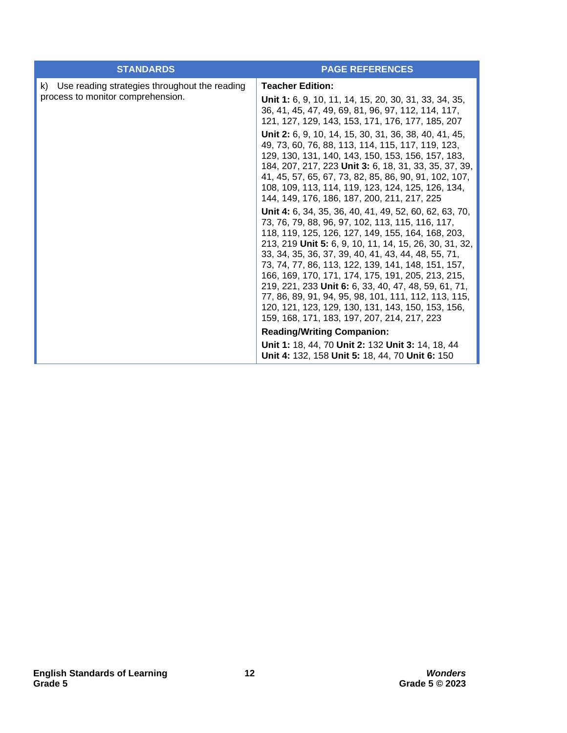| STANDARDS | PAGE REFERENCES |
|---|---|
| k) Use reading strategies throughout the reading process to monitor comprehension. | **Teacher Edition:**<br>**Unit 1:** 6, 9, 10, 11, 14, 15, 20, 30, 31, 33, 34, 35, 36, 41, 45, 47, 49, 69, 81, 96, 97, 112, 114, 117, 121, 127, 129, 143, 153, 171, 176, 177, 185, 207<br>**Unit 2:** 6, 9, 10, 14, 15, 30, 31, 36, 38, 40, 41, 45, 49, 73, 60, 76, 88, 113, 114, 115, 117, 119, 123, 129, 130, 131, 140, 143, 150, 153, 156, 157, 183, 184, 207, 217, 223 **Unit 3:** 6, 18, 31, 33, 35, 37, 39, 41, 45, 57, 65, 67, 73, 82, 85, 86, 90, 91, 102, 107, 108, 109, 113, 114, 119, 123, 124, 125, 126, 134, 144, 149, 176, 186, 187, 200, 211, 217, 225<br>**Unit 4:** 6, 34, 35, 36, 40, 41, 49, 52, 60, 62, 63, 70, 73, 76, 79, 88, 96, 97, 102, 113, 115, 116, 117, 118, 119, 125, 126, 127, 149, 155, 164, 168, 203, 213, 219 **Unit 5:** 6, 9, 10, 11, 14, 15, 26, 30, 31, 32, 33, 34, 35, 36, 37, 39, 40, 41, 43, 44, 48, 55, 71, 73, 74, 77, 86, 113, 122, 139, 141, 148, 151, 157, 166, 169, 170, 171, 174, 175, 191, 205, 213, 215, 219, 221, 233 **Unit 6:** 6, 33, 40, 47, 48, 59, 61, 71, 77, 86, 89, 91, 94, 95, 98, 101, 111, 112, 113, 115, 120, 121, 123, 129, 130, 131, 143, 150, 153, 156, 159, 168, 171, 183, 197, 207, 214, 217, 223<br>**Reading/Writing Companion:**<br>**Unit 1:** 18, 44, 70 **Unit 2:** 132 **Unit 3:** 14, 18, 44 **Unit 4:** 132, 158 **Unit 5:** 18, 44, 70 **Unit 6:** 150 |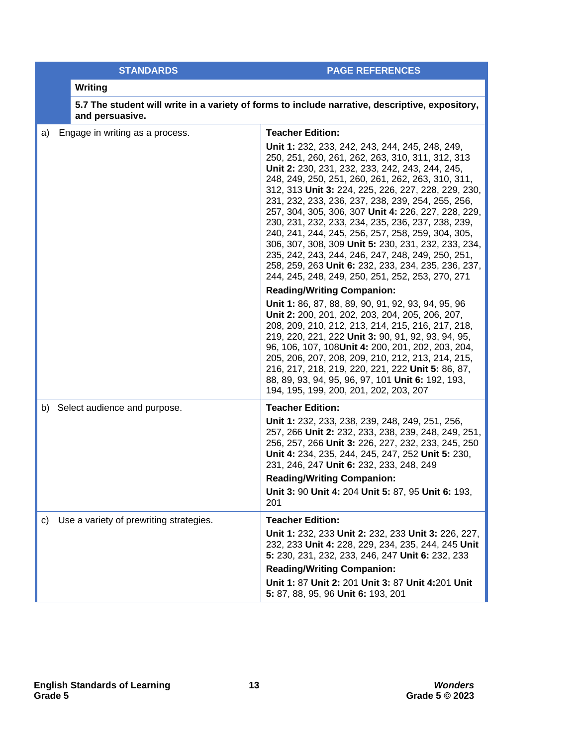| STANDARDS | PAGE REFERENCES |
|---|---|
| **Writing** | |
| **5.7 The student will write in a variety of forms to include narrative, descriptive, expository, and persuasive.** | |
| a) Engage in writing as a process. | **Teacher Edition:** **Unit 1:** 232, 233, 242, 243, 244, 245, 248, 249, 250, 251, 260, 261, 262, 263, 310, 311, 312, 313 **Unit 2:** 230, 231, 232, 233, 242, 243, 244, 245, 248, 249, 250, 251, 260, 261, 262, 263, 310, 311, 312, 313 **Unit 3:** 224, 225, 226, 227, 228, 229, 230, 231, 232, 233, 236, 237, 238, 239, 254, 255, 256, 257, 304, 305, 306, 307 **Unit 4:** 226, 227, 228, 229, 230, 231, 232, 233, 234, 235, 236, 237, 238, 239, 240, 241, 244, 245, 256, 257, 258, 259, 304, 305, 306, 307, 308, 309 **Unit 5:** 230, 231, 232, 233, 234, 235, 242, 243, 244, 246, 247, 248, 249, 250, 251, 258, 259, 263 **Unit 6:** 232, 233, 234, 235, 236, 237, 244, 245, 248, 249, 250, 251, 252, 253, 270, 271 **Reading/Writing Companion:** **Unit 1:** 86, 87, 88, 89, 90, 91, 92, 93, 94, 95, 96 **Unit 2:** 200, 201, 202, 203, 204, 205, 206, 207, 208, 209, 210, 212, 213, 214, 215, 216, 217, 218, 219, 220, 221, 222 **Unit 3:** 90, 91, 92, 93, 94, 95, 96, 106, 107, 108**Unit 4:** 200, 201, 202, 203, 204, 205, 206, 207, 208, 209, 210, 212, 213, 214, 215, 216, 217, 218, 219, 220, 221, 222 **Unit 5:** 86, 87, 88, 89, 93, 94, 95, 96, 97, 101 **Unit 6:** 192, 193, 194, 195, 199, 200, 201, 202, 203, 207 |
| b) Select audience and purpose. | **Teacher Edition:** **Unit 1:** 232, 233, 238, 239, 248, 249, 251, 256, 257, 266 **Unit 2:** 232, 233, 238, 239, 248, 249, 251, 256, 257, 266 **Unit 3:** 226, 227, 232, 233, 245, 250 **Unit 4:** 234, 235, 244, 245, 247, 252 **Unit 5:** 230, 231, 246, 247 **Unit 6:** 232, 233, 248, 249 **Reading/Writing Companion:** **Unit 3:** 90 **Unit 4:** 204 **Unit 5:** 87, 95 **Unit 6:** 193, 201 |
| c) Use a variety of prewriting strategies. | **Teacher Edition:** **Unit 1:** 232, 233 **Unit 2:** 232, 233 **Unit 3:** 226, 227, 232, 233 **Unit 4:** 228, 229, 234, 235, 244, 245 **Unit 5:** 230, 231, 232, 233, 246, 247 **Unit 6:** 232, 233 **Reading/Writing Companion:** **Unit 1:** 87 **Unit 2:** 201 **Unit 3:** 87 **Unit 4:**201 **Unit 5:** 87, 88, 95, 96 **Unit 6:** 193, 201 |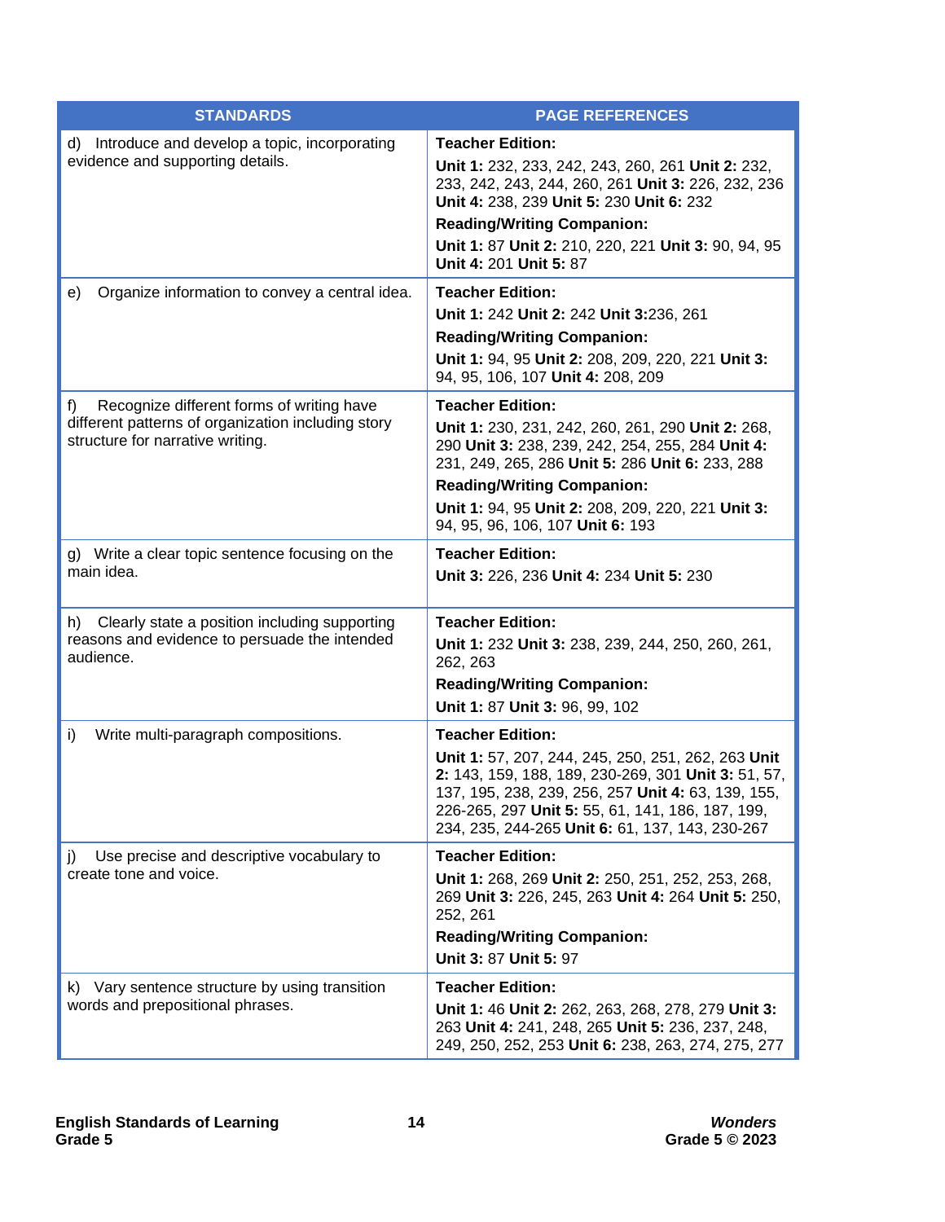| STANDARDS | PAGE REFERENCES |
|---|---|
| d) Introduce and develop a topic, incorporating evidence and supporting details. | **Teacher Edition:** **Unit 1:** 232, 233, 242, 243, 260, 261 **Unit 2:** 232, 233, 242, 243, 244, 260, 261 **Unit 3:** 226, 232, 236 **Unit 4:** 238, 239 **Unit 5:** 230 **Unit 6:** 232 **Reading/Writing Companion:** **Unit 1:** 87 **Unit 2:** 210, 220, 221 **Unit 3:** 90, 94, 95 **Unit 4:** 201 **Unit 5:** 87 |
| e) Organize information to convey a central idea. | **Teacher Edition:** **Unit 1:** 242 **Unit 2:** 242 **Unit 3:**236, 261 **Reading/Writing Companion:** **Unit 1:** 94, 95 **Unit 2:** 208, 209, 220, 221 **Unit 3:** 94, 95, 106, 107 **Unit 4:** 208, 209 |
| f) Recognize different forms of writing have different patterns of organization including story structure for narrative writing. | **Teacher Edition:** **Unit 1:** 230, 231, 242, 260, 261, 290 **Unit 2:** 268, 290 **Unit 3:** 238, 239, 242, 254, 255, 284 **Unit 4:** 231, 249, 265, 286 **Unit 5:** 286 **Unit 6:** 233, 288 **Reading/Writing Companion:** **Unit 1:** 94, 95 **Unit 2:** 208, 209, 220, 221 **Unit 3:** 94, 95, 96, 106, 107 **Unit 6:** 193 |
| g) Write a clear topic sentence focusing on the main idea. | **Teacher Edition:** **Unit 3:** 226, 236 **Unit 4:** 234 **Unit 5:** 230 |
| h) Clearly state a position including supporting reasons and evidence to persuade the intended audience. | **Teacher Edition:** **Unit 1:** 232 **Unit 3:** 238, 239, 244, 250, 260, 261, 262, 263 **Reading/Writing Companion:** **Unit 1:** 87 **Unit 3:** 96, 99, 102 |
| i) Write multi-paragraph compositions. | **Teacher Edition:** **Unit 1:** 57, 207, 244, 245, 250, 251, 262, 263 **Unit 2:** 143, 159, 188, 189, 230-269, 301 **Unit 3:** 51, 57, 137, 195, 238, 239, 256, 257 **Unit 4:** 63, 139, 155, 226-265, 297 **Unit 5:** 55, 61, 141, 186, 187, 199, 234, 235, 244-265 **Unit 6:** 61, 137, 143, 230-267 |
| j) Use precise and descriptive vocabulary to create tone and voice. | **Teacher Edition:** **Unit 1:** 268, 269 **Unit 2:** 250, 251, 252, 253, 268, 269 **Unit 3:** 226, 245, 263 **Unit 4:** 264 **Unit 5:** 250, 252, 261 **Reading/Writing Companion:** **Unit 3:** 87 **Unit 5:** 97 |
| k) Vary sentence structure by using transition words and prepositional phrases. | **Teacher Edition:** **Unit 1:** 46 **Unit 2:** 262, 263, 268, 278, 279 **Unit 3:** 263 **Unit 4:** 241, 248, 265 **Unit 5:** 236, 237, 248, 249, 250, 252, 253 **Unit 6:** 238, 263, 274, 275, 277 |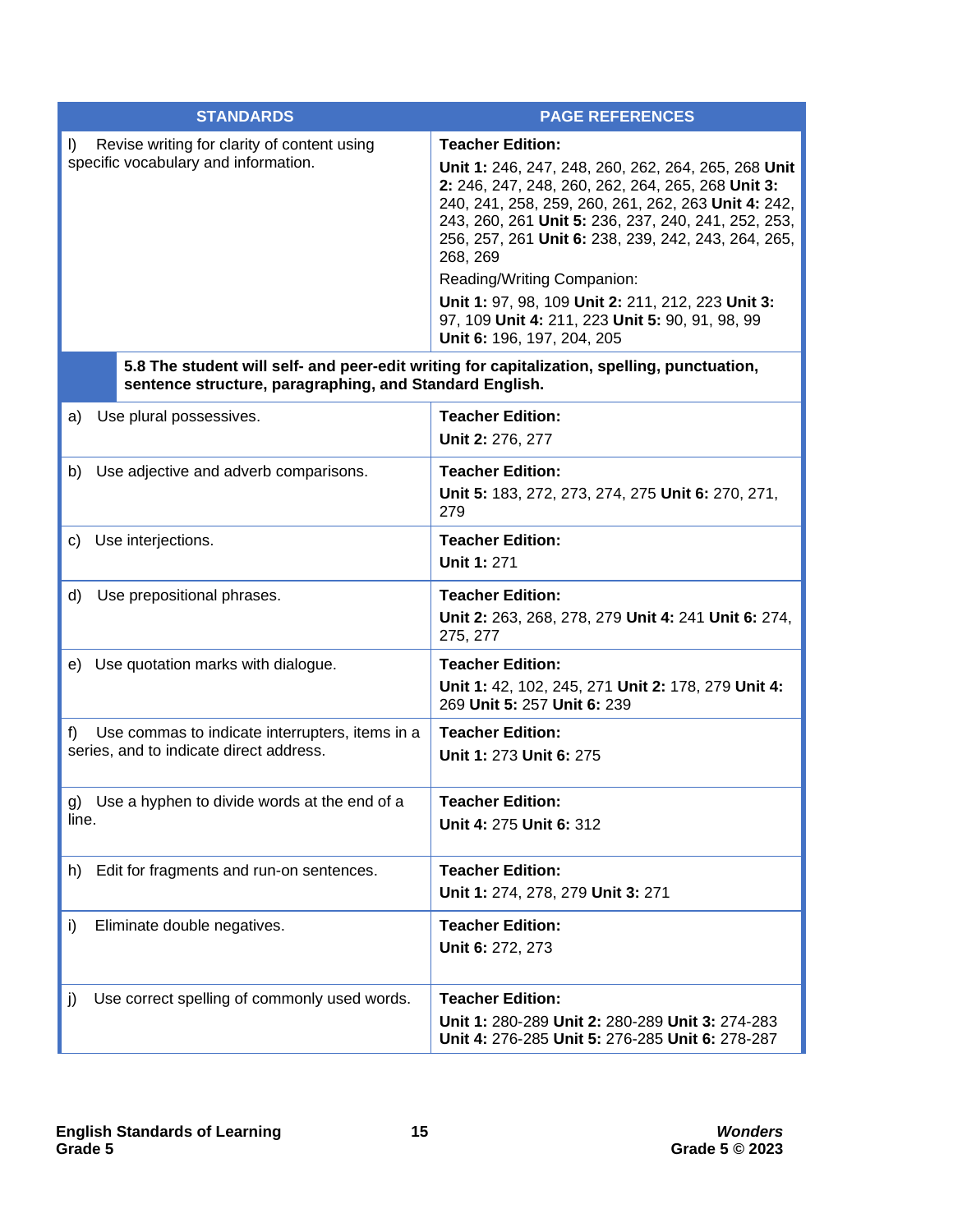| STANDARDS | PAGE REFERENCES |
|---|---|
| l) Revise writing for clarity of content using specific vocabulary and information. | **Teacher Edition:**<br>**Unit 1:** 246, 247, 248, 260, 262, 264, 265, 268 **Unit 2:** 246, 247, 248, 260, 262, 264, 265, 268 **Unit 3:** 240, 241, 258, 259, 260, 261, 262, 263 **Unit 4:** 242, 243, 260, 261 **Unit 5:** 236, 237, 240, 241, 252, 253, 256, 257, 261 **Unit 6:** 238, 239, 242, 243, 264, 265, 268, 269<br>Reading/Writing Companion:<br>**Unit 1:** 97, 98, 109 **Unit 2:** 211, 212, 223 **Unit 3:** 97, 109 **Unit 4:** 211, 223 **Unit 5:** 90, 91, 98, 99 **Unit 6:** 196, 197, 204, 205 |
| **5.8 The student will self- and peer-edit writing for capitalization, spelling, punctuation, sentence structure, paragraphing, and Standard English.** | |
| a) Use plural possessives. | **Teacher Edition:**<br>**Unit 2:** 276, 277 |
| b) Use adjective and adverb comparisons. | **Teacher Edition:**<br>**Unit 5:** 183, 272, 273, 274, 275 **Unit 6:** 270, 271, 279 |
| c) Use interjections. | **Teacher Edition:**<br>**Unit 1:** 271 |
| d) Use prepositional phrases. | **Teacher Edition:**<br>**Unit 2:** 263, 268, 278, 279 **Unit 4:** 241 **Unit 6:** 274, 275, 277 |
| e) Use quotation marks with dialogue. | **Teacher Edition:**<br>**Unit 1:** 42, 102, 245, 271 **Unit 2:** 178, 279 **Unit 4:** 269 **Unit 5:** 257 **Unit 6:** 239 |
| f) Use commas to indicate interrupters, items in a series, and to indicate direct address. | **Teacher Edition:**<br>**Unit 1:** 273 **Unit 6:** 275 |
| g) Use a hyphen to divide words at the end of a line. | **Teacher Edition:**<br>**Unit 4:** 275 **Unit 6:** 312 |
| h) Edit for fragments and run-on sentences. | **Teacher Edition:**<br>**Unit 1:** 274, 278, 279 **Unit 3:** 271 |
| i) Eliminate double negatives. | **Teacher Edition:**<br>**Unit 6:** 272, 273 |
| j) Use correct spelling of commonly used words. | **Teacher Edition:**<br>**Unit 1:** 280-289 **Unit 2:** 280-289 **Unit 3:** 274-283 **Unit 4:** 276-285 **Unit 5:** 276-285 **Unit 6:** 278-287 |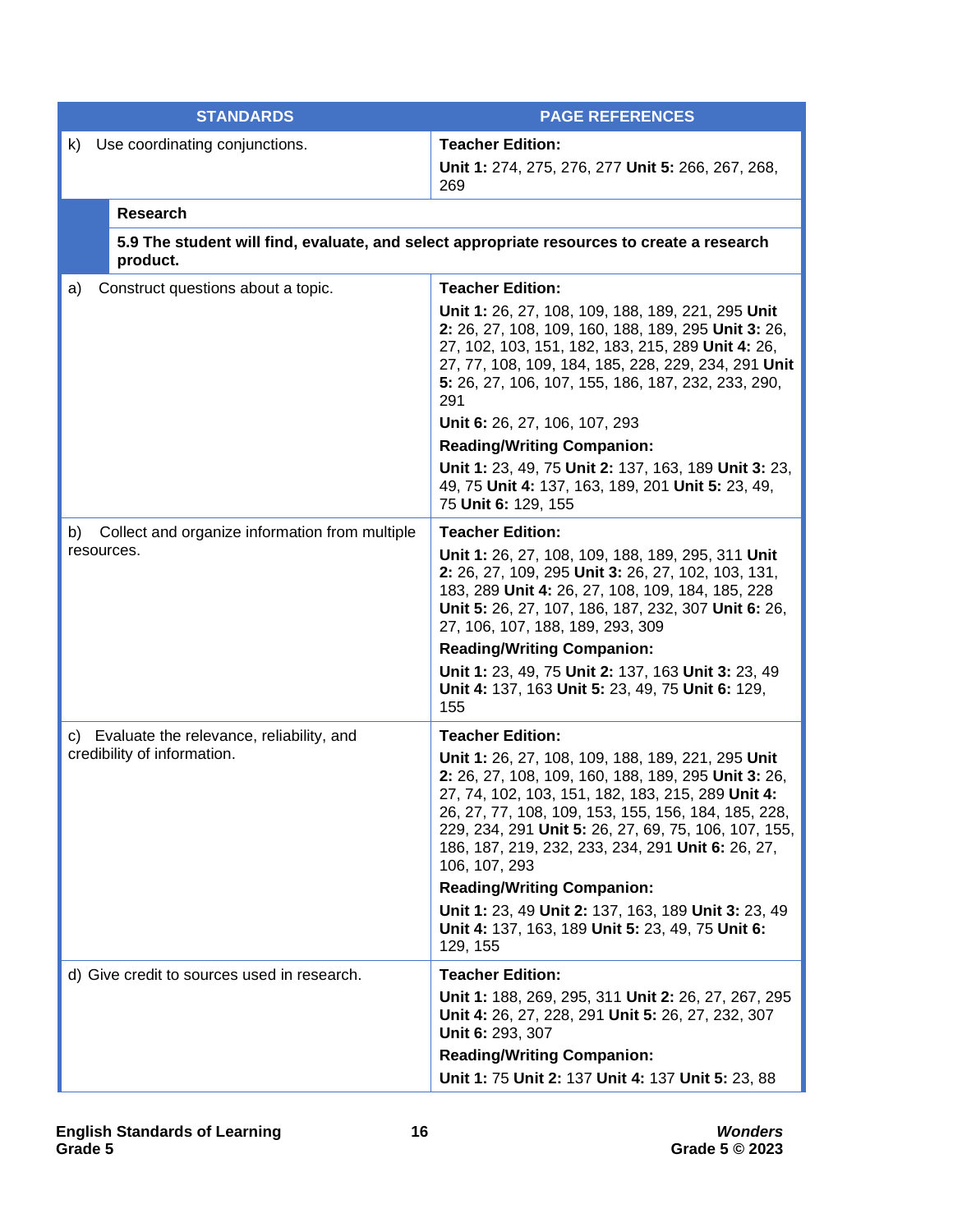| STANDARDS | PAGE REFERENCES |
|---|---|
| k) Use coordinating conjunctions. | **Teacher Edition:** **Unit 1:** 274, 275, 276, 277 **Unit 5:** 266, 267, 268, 269 |
| **Research** | |
| **5.9 The student will find, evaluate, and select appropriate resources to create a research product.** | |
| a) Construct questions about a topic. | **Teacher Edition:** **Unit 1:** 26, 27, 108, 109, 188, 189, 221, 295 **Unit 2:** 26, 27, 108, 109, 160, 188, 189, 295 **Unit 3:** 26, 27, 102, 103, 151, 182, 183, 215, 289 **Unit 4:** 26, 27, 77, 108, 109, 184, 185, 228, 229, 234, 291 **Unit 5:** 26, 27, 106, 107, 155, 186, 187, 232, 233, 290, 291 **Unit 6:** 26, 27, 106, 107, 293 **Reading/Writing Companion:** **Unit 1:** 23, 49, 75 **Unit 2:** 137, 163, 189 **Unit 3:** 23, 49, 75 **Unit 4:** 137, 163, 189, 201 **Unit 5:** 23, 49, 75 **Unit 6:** 129, 155 |
| b) Collect and organize information from multiple resources. | **Teacher Edition:** **Unit 1:** 26, 27, 108, 109, 188, 189, 295, 311 **Unit 2:** 26, 27, 109, 295 **Unit 3:** 26, 27, 102, 103, 131, 183, 289 **Unit 4:** 26, 27, 108, 109, 184, 185, 228 **Unit 5:** 26, 27, 107, 186, 187, 232, 307 **Unit 6:** 26, 27, 106, 107, 188, 189, 293, 309 **Reading/Writing Companion:** **Unit 1:** 23, 49, 75 **Unit 2:** 137, 163 **Unit 3:** 23, 49 **Unit 4:** 137, 163 **Unit 5:** 23, 49, 75 **Unit 6:** 129, 155 |
| c) Evaluate the relevance, reliability, and credibility of information. | **Teacher Edition:** **Unit 1:** 26, 27, 108, 109, 188, 189, 221, 295 **Unit 2:** 26, 27, 108, 109, 160, 188, 189, 295 **Unit 3:** 26, 27, 74, 102, 103, 151, 182, 183, 215, 289 **Unit 4:** 26, 27, 77, 108, 109, 153, 155, 156, 184, 185, 228, 229, 234, 291 **Unit 5:** 26, 27, 69, 75, 106, 107, 155, 186, 187, 219, 232, 233, 234, 291 **Unit 6:** 26, 27, 106, 107, 293 **Reading/Writing Companion:** **Unit 1:** 23, 49 **Unit 2:** 137, 163, 189 **Unit 3:** 23, 49 **Unit 4:** 137, 163, 189 **Unit 5:** 23, 49, 75 **Unit 6:** 129, 155 |
| d) Give credit to sources used in research. | **Teacher Edition:** **Unit 1:** 188, 269, 295, 311 **Unit 2:** 26, 27, 267, 295 **Unit 4:** 26, 27, 228, 291 **Unit 5:** 26, 27, 232, 307 **Unit 6:** 293, 307 **Reading/Writing Companion:** **Unit 1:** 75 **Unit 2:** 137 **Unit 4:** 137 **Unit 5:** 23, 88 |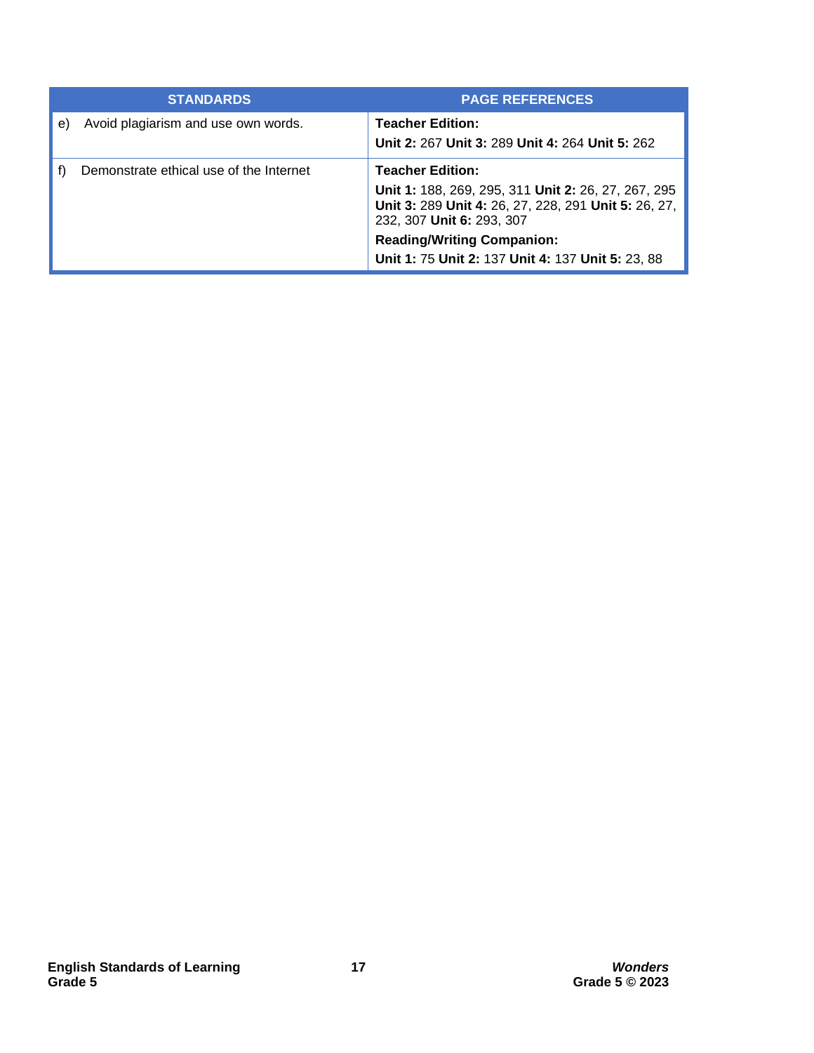| STANDARDS | PAGE REFERENCES |
|---|---|
| e) Avoid plagiarism and use own words. | **Teacher Edition:**<br>**Unit 2:** 267 **Unit 3:** 289 **Unit 4:** 264 **Unit 5:** 262 |
| f) Demonstrate ethical use of the Internet | **Teacher Edition:**<br>**Unit 1:** 188, 269, 295, 311 **Unit 2:** 26, 27, 267, 295 **Unit 3:** 289 **Unit 4:** 26, 27, 228, 291 **Unit 5:** 26, 27, 232, 307 **Unit 6:** 293, 307<br>**Reading/Writing Companion:**<br>**Unit 1:** 75 **Unit 2:** 137 **Unit 4:** 137 **Unit 5:** 23, 88 |